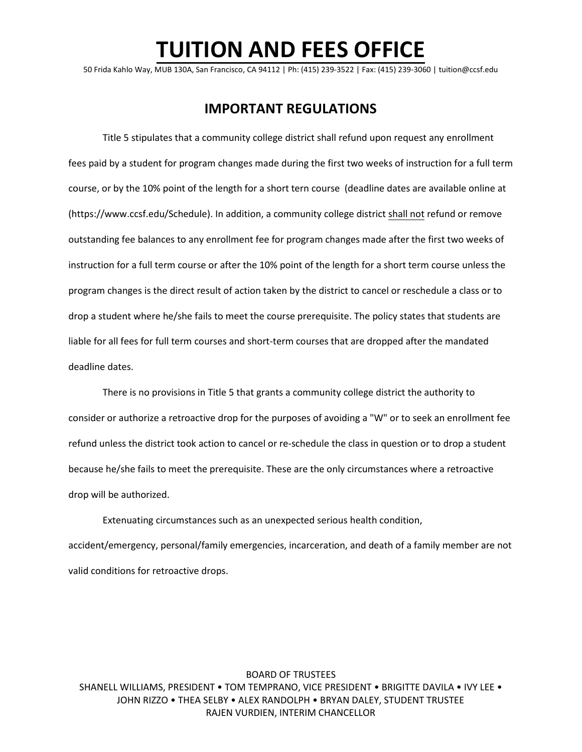# TUITION AND FEES OFFICE

50 Frida Kahlo Way, MUB 130A, San Francisco, CA 94112 | Ph: (415) 239-3522 | Fax: (415) 239-3060 | tuition@ccsf.edu

## IMPORTANT REGULATIONS

Title 5 stipulates that a community college district shall refund upon request any enrollment fees paid by a student for program changes made during the first two weeks of instruction for a full term course, or by the 10% point of the length for a short tern course (deadline dates are available online at (https://www.ccsf.edu/Schedule). In addition, a community college district <u>shall not</u> refund or remove outstanding fee balances to any enrollment fee for program changes made after the first two weeks of instruction for a full term course or after the 10% point of the length for a short term course unless the program changes is the direct result of action taken by the district to cancel or reschedule a class or to drop a student where he/she fails to meet the course prerequisite. The policy states that students are liable for all fees for full term courses and short-term courses that are dropped after the mandated deadline dates.

There is no provisions in Title 5 that grants a community college district the authority to consider or authorize a retroactive drop for the purposes of avoiding a "W" or to seek an enrollment fee refund unless the district took action to cancel or re-schedule the class in question or to drop a student because he/she fails to meet the prerequisite. These are the only circumstances where a retroactive drop will be authorized.

Extenuating circumstances such as an unexpected serious health condition, accident/emergency, personal/family emergencies, incarceration, and death of a family member are not valid conditions for retroactive drops.

BOARD OF TRUSTEES
SHANELL WILLIAMS, PRESIDENT • TOM TEMPRANO, VICE PRESIDENT • BRIGITTE DAVILA • IVY LEE • JOHN RIZZO • THEA SELBY • ALEX RANDOLPH • BRYAN DALEY, STUDENT TRUSTEE
RAJEN VURDIEN, INTERIM CHANCELLOR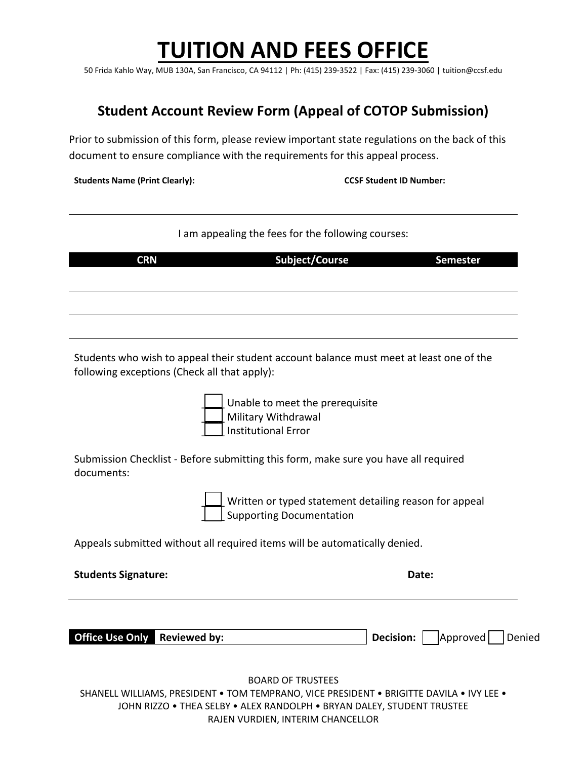# TUITION AND FEES OFFICE

50 Frida Kahlo Way, MUB 130A, San Francisco, CA 94112 | Ph: (415) 239-3522 | Fax: (415) 239-3060 | tuition@ccsf.edu

## Student Account Review Form (Appeal of COTOP Submission)

Prior to submission of this form, please review important state regulations on the back of this document to ensure compliance with the requirements for this appeal process.

**Students Name (Print Clearly):** **CCSF Student ID Number:**

I am appealing the fees for the following courses:

| CRN | Subject/Course | Semester |
|---|---|---|
| | | |
| | | |
| | | |

Students who wish to appeal their student account balance must meet at least one of the following exceptions (Check all that apply):

- ☐ Unable to meet the prerequisite
- ☐ Military Withdrawal
- ☐ Institutional Error

Submission Checklist - Before submitting this form, make sure you have all required documents:

- ☐ Written or typed statement detailing reason for appeal
- ☐ Supporting Documentation

Appeals submitted without all required items will be automatically denied.

**Students Signature:** **Date:**

**Office Use Only** **Reviewed by:** **Decision:** ☐ Approved ☐ Denied

BOARD OF TRUSTEES

SHANELL WILLIAMS, PRESIDENT • TOM TEMPRANO, VICE PRESIDENT • BRIGITTE DAVILA • IVY LEE • JOHN RIZZO • THEA SELBY • ALEX RANDOLPH • BRYAN DALEY, STUDENT TRUSTEE

RAJEN VURDIEN, INTERIM CHANCELLOR